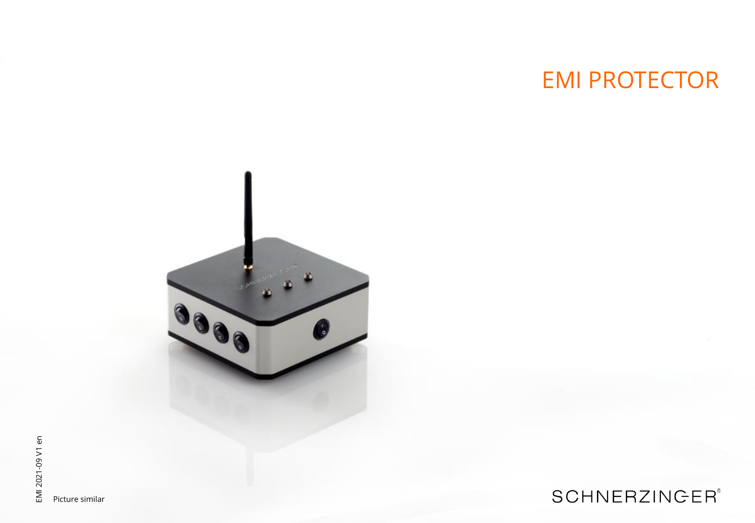# EMI PROTECTOR

EMI 2021-09 V1 en

Picture similar

SCHNERZINGER®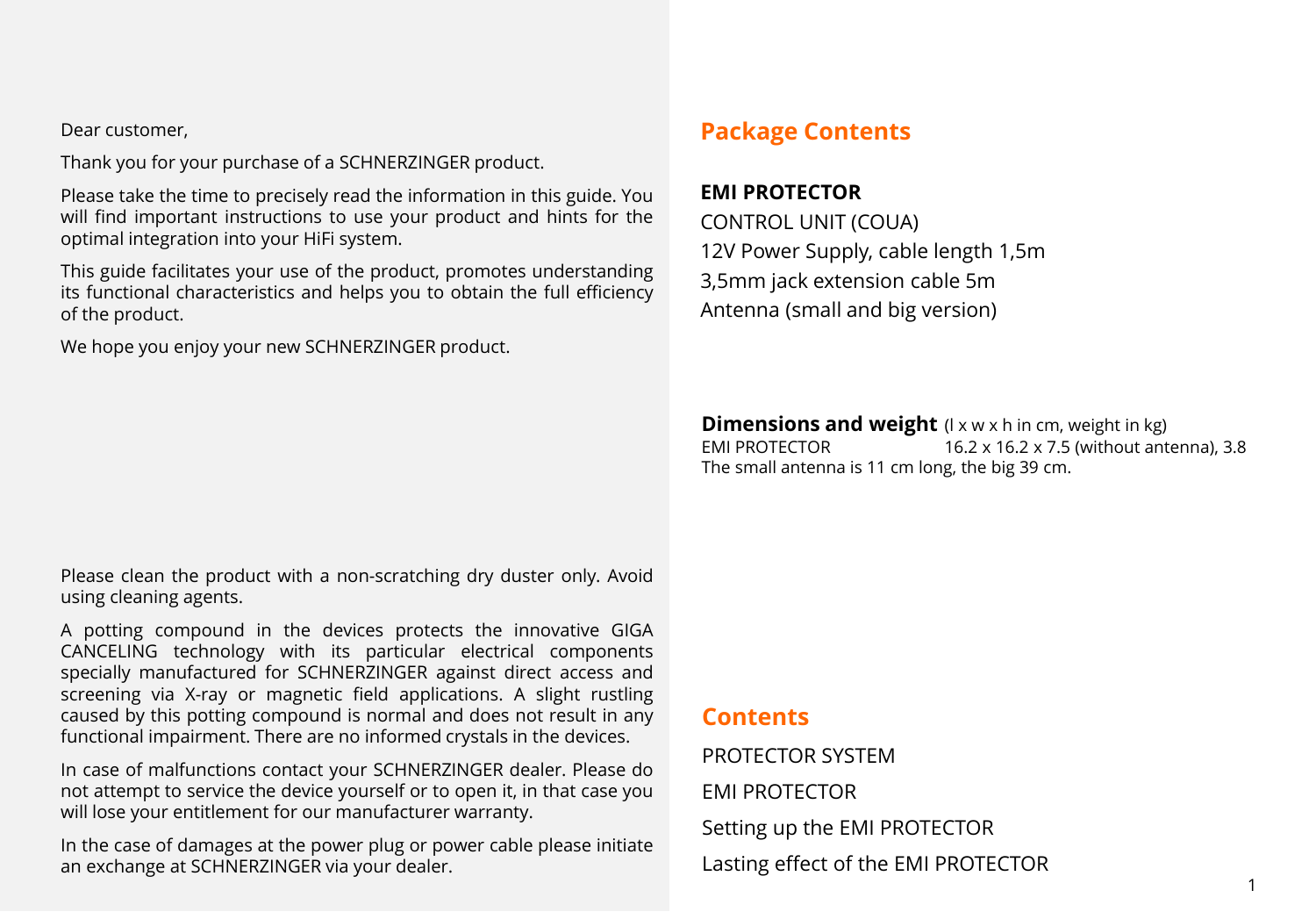Dear customer,

Thank you for your purchase of a SCHNERZINGER product.

Please take the time to precisely read the information in this guide. You will find important instructions to use your product and hints for the optimal integration into your HiFi system.

This guide facilitates your use of the product, promotes understanding its functional characteristics and helps you to obtain the full efficiency of the product.

We hope you enjoy your new SCHNERZINGER product.

Please clean the product with a non-scratching dry duster only. Avoid using cleaning agents.

A potting compound in the devices protects the innovative GIGA CANCELING technology with its particular electrical components specially manufactured for SCHNERZINGER against direct access and screening via X-ray or magnetic field applications. A slight rustling caused by this potting compound is normal and does not result in any functional impairment. There are no informed crystals in the devices.

In case of malfunctions contact your SCHNERZINGER dealer. Please do not attempt to service the device yourself or to open it, in that case you will lose your entitlement for our manufacturer warranty.

In the case of damages at the power plug or power cable please initiate an exchange at SCHNERZINGER via your dealer.

## Package Contents

**EMI PROTECTOR**
CONTROL UNIT (COUA)
12V Power Supply, cable length 1,5m
3,5mm jack extension cable 5m
Antenna (small and big version)

**Dimensions and weight** (l x w x h in cm, weight in kg)

| | |
|---|---|
| EMI PROTECTOR | 16.2 x 16.2 x 7.5 (without antenna), 3.8 |

The small antenna is 11 cm long, the big 39 cm.

## Contents

PROTECTOR SYSTEM

EMI PROTECTOR

Setting up the EMI PROTECTOR

Lasting effect of the EMI PROTECTOR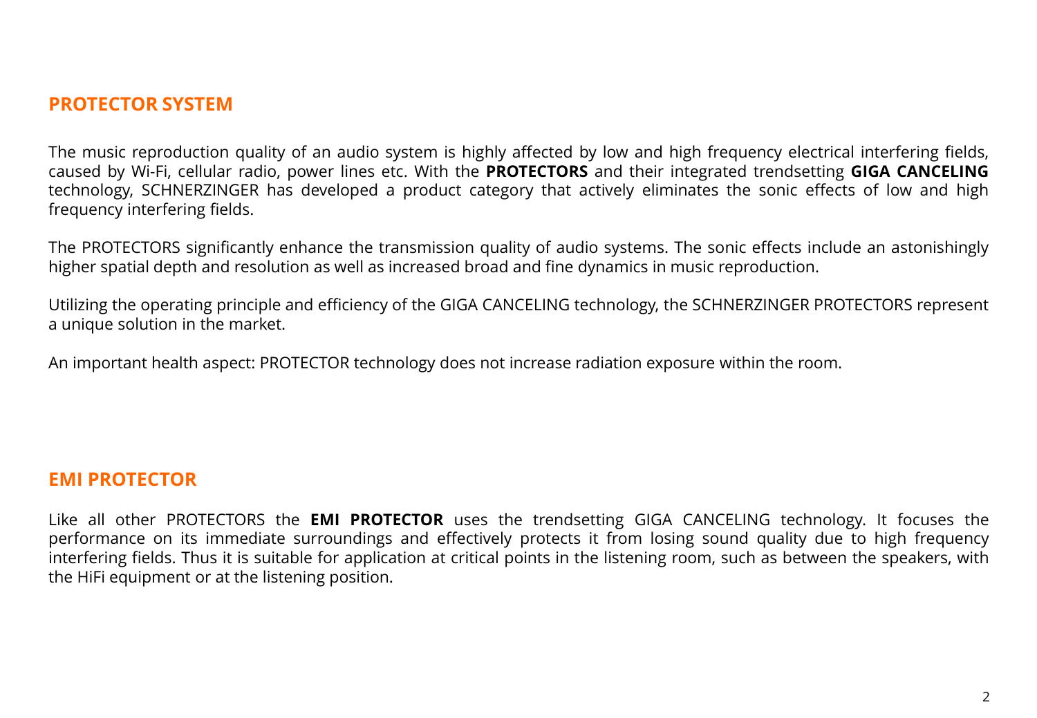## PROTECTOR SYSTEM

The music reproduction quality of an audio system is highly affected by low and high frequency electrical interfering fields, caused by Wi-Fi, cellular radio, power lines etc. With the **PROTECTORS** and their integrated trendsetting **GIGA CANCELING** technology, SCHNERZINGER has developed a product category that actively eliminates the sonic effects of low and high frequency interfering fields.

The PROTECTORS significantly enhance the transmission quality of audio systems. The sonic effects include an astonishingly higher spatial depth and resolution as well as increased broad and fine dynamics in music reproduction.

Utilizing the operating principle and efficiency of the GIGA CANCELING technology, the SCHNERZINGER PROTECTORS represent a unique solution in the market.

An important health aspect: PROTECTOR technology does not increase radiation exposure within the room.

## EMI PROTECTOR

Like all other PROTECTORS the **EMI PROTECTOR** uses the trendsetting GIGA CANCELING technology. It focuses the performance on its immediate surroundings and effectively protects it from losing sound quality due to high frequency interfering fields. Thus it is suitable for application at critical points in the listening room, such as between the speakers, with the HiFi equipment or at the listening position.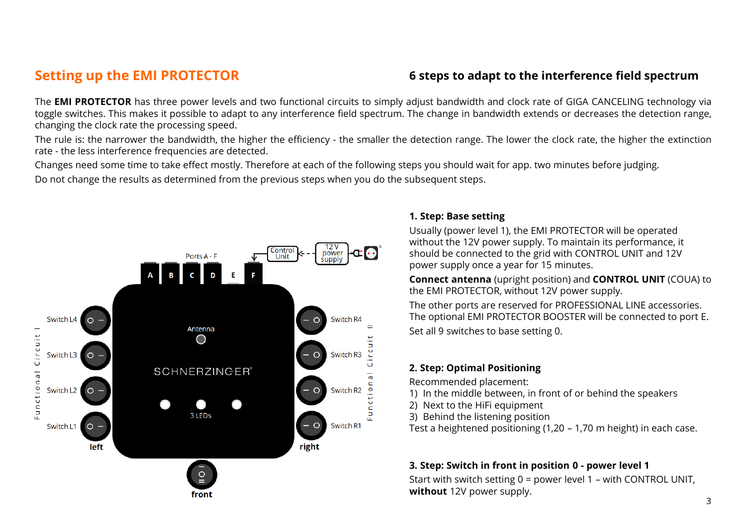## Setting up the EMI PROTECTOR

The **EMI PROTECTOR** has three power levels and two functional circuits to simply adjust bandwidth and clock rate of GIGA CANCELING technology via toggle switches. This makes it possible to adapt to any interference field spectrum. The change in bandwidth extends or decreases the detection range, changing the clock rate the processing speed.

The rule is: the narrower the bandwidth, the higher the efficiency - the smaller the detection range. The lower the clock rate, the higher the extinction rate - the less interference frequencies are detected.

Changes need some time to take effect mostly. Therefore at each of the following steps you should wait for app. two minutes before judging.

Do not change the results as determined from the previous steps when you do the subsequent steps.

Ports A - F

A B C D E F

Control Unit

12 V power supply

*

Antenna

SCHNERZINGER®

3 LEDs

Switch L4

Switch L3

Switch L2

Switch L1

left

Functional Circuit I

Switch R4

Switch R3

Switch R2

Switch R1

right

Functional Circuit II

front

### 6 steps to adapt to the interference field spectrum

**1. Step: Base setting**

Usually (power level 1), the EMI PROTECTOR will be operated without the 12V power supply. To maintain its performance, it should be connected to the grid with CONTROL UNIT and 12V power supply once a year for 15 minutes.

**Connect antenna** (upright position) and **CONTROL UNIT** (COUA) to the EMI PROTECTOR, without 12V power supply.

The other ports are reserved for PROFESSIONAL LINE accessories. The optional EMI PROTECTOR BOOSTER will be connected to port E.

Set all 9 switches to base setting 0.

**2. Step: Optimal Positioning**

Recommended placement:

1) In the middle between, in front of or behind the speakers
2) Next to the HiFi equipment
3) Behind the listening position

Test a heightened positioning (1,20 – 1,70 m height) in each case.

**3. Step: Switch in front in position 0 - power level 1**

Start with switch setting 0 = power level 1 – with CONTROL UNIT, **without** 12V power supply.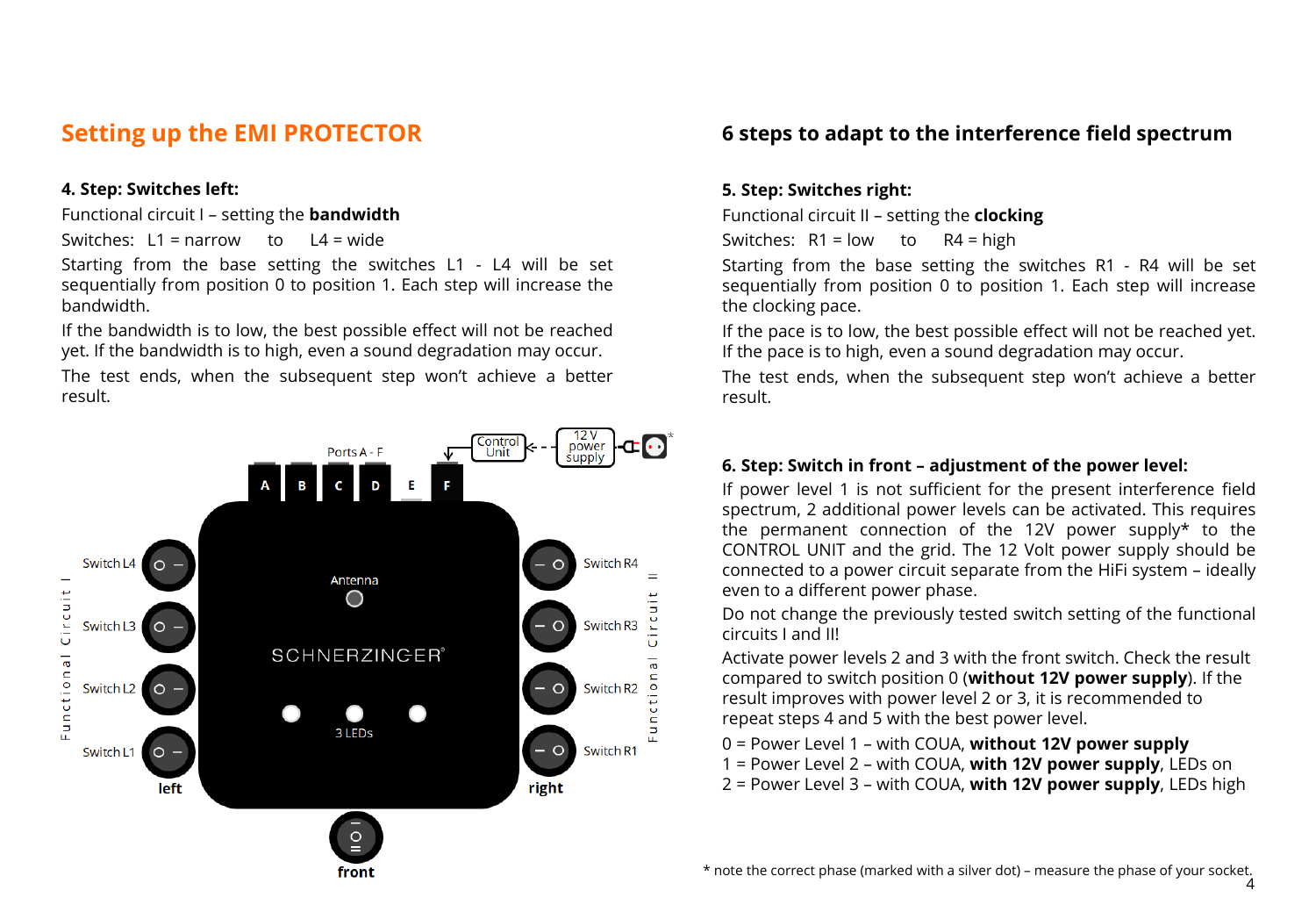## Setting up the EMI PROTECTOR

### 4. Step: Switches left:

Functional circuit I – setting the **bandwidth**

Switches: L1 = narrow to L4 = wide

Starting from the base setting the switches L1 - L4 will be set sequentially from position 0 to position 1. Each step will increase the bandwidth.

If the bandwidth is to low, the best possible effect will not be reached yet. If the bandwidth is to high, even a sound degradation may occur.

The test ends, when the subsequent step won't achieve a better result.

Ports A - F

A B C D E F

Control Unit

12 V power supply

*

Switch L4

Switch L3

Switch L2

Switch L1

Functional Circuit I

left

Antenna

SCHNERZINGER®

3 LEDs

Switch R4

Switch R3

Switch R2

Switch R1

Functional Circuit II

right

front

## 6 steps to adapt to the interference field spectrum

### 5. Step: Switches right:

Functional circuit II – setting the **clocking**

Switches: R1 = low to R4 = high

Starting from the base setting the switches R1 - R4 will be set sequentially from position 0 to position 1. Each step will increase the clocking pace.

If the pace is to low, the best possible effect will not be reached yet. If the pace is to high, even a sound degradation may occur.

The test ends, when the subsequent step won't achieve a better result.

### 6. Step: Switch in front – adjustment of the power level:

If power level 1 is not sufficient for the present interference field spectrum, 2 additional power levels can be activated. This requires the permanent connection of the 12V power supply* to the CONTROL UNIT and the grid. The 12 Volt power supply should be connected to a power circuit separate from the HiFi system – ideally even to a different power phase.

Do not change the previously tested switch setting of the functional circuits I and II!

Activate power levels 2 and 3 with the front switch. Check the result compared to switch position 0 (**without 12V power supply**). If the result improves with power level 2 or 3, it is recommended to repeat steps 4 and 5 with the best power level.

0 = Power Level 1 – with COUA, **without 12V power supply**
1 = Power Level 2 – with COUA, **with 12V power supply**, LEDs on
2 = Power Level 3 – with COUA, **with 12V power supply**, LEDs high

* note the correct phase (marked with a silver dot) – measure the phase of your socket.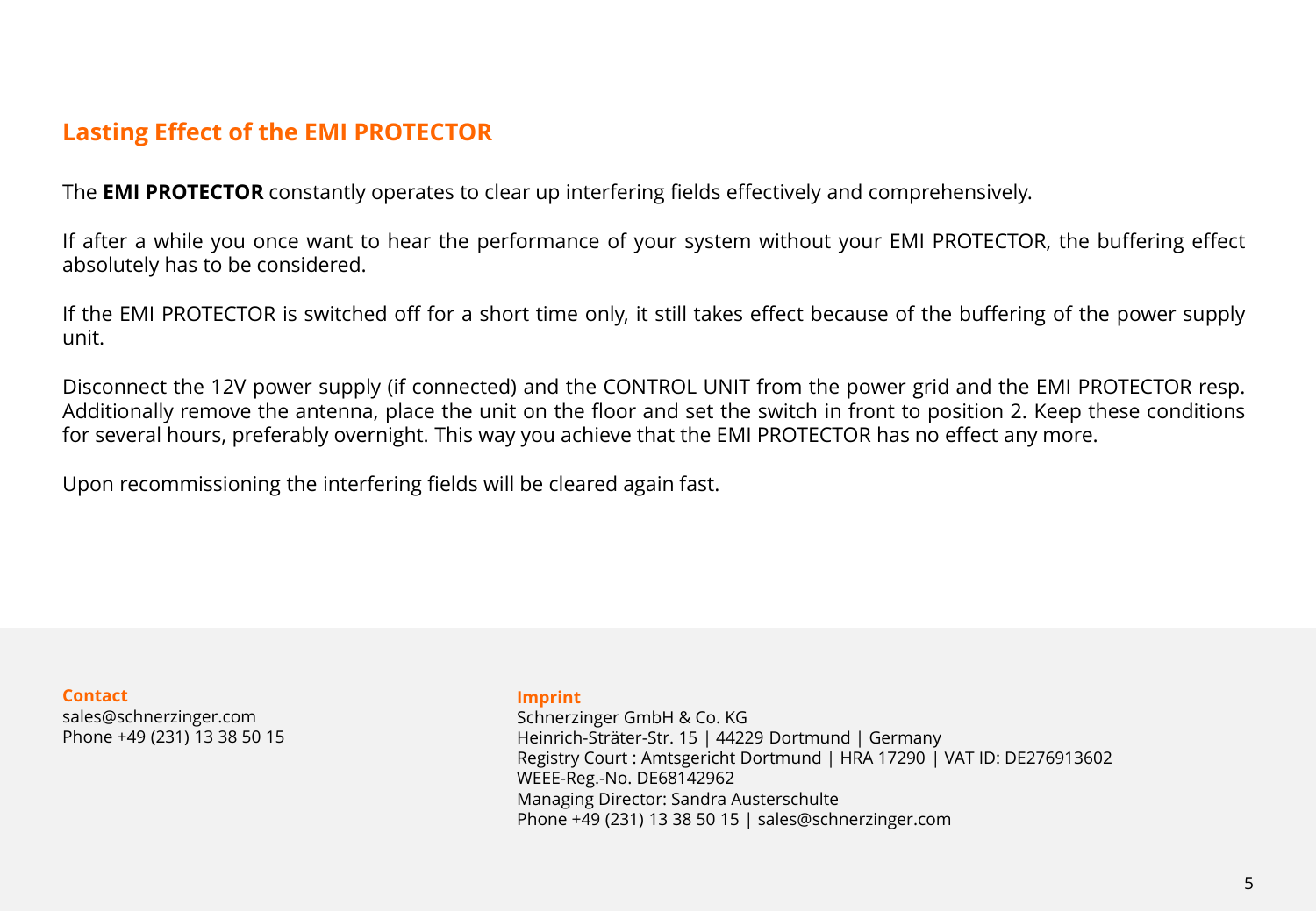## Lasting Effect of the EMI PROTECTOR

The **EMI PROTECTOR** constantly operates to clear up interfering fields effectively and comprehensively.

If after a while you once want to hear the performance of your system without your EMI PROTECTOR, the buffering effect absolutely has to be considered.

If the EMI PROTECTOR is switched off for a short time only, it still takes effect because of the buffering of the power supply unit.

Disconnect the 12V power supply (if connected) and the CONTROL UNIT from the power grid and the EMI PROTECTOR resp. Additionally remove the antenna, place the unit on the floor and set the switch in front to position 2. Keep these conditions for several hours, preferably overnight. This way you achieve that the EMI PROTECTOR has no effect any more.

Upon recommissioning the interfering fields will be cleared again fast.

**Contact**
sales@schnerzinger.com
Phone +49 (231) 13 38 50 15

**Imprint**
Schnerzinger GmbH & Co. KG
Heinrich-Sträter-Str. 15 | 44229 Dortmund | Germany
Registry Court : Amtsgericht Dortmund | HRA 17290 | VAT ID: DE276913602
WEEE-Reg.-No. DE68142962
Managing Director: Sandra Austerschulte
Phone +49 (231) 13 38 50 15 | sales@schnerzinger.com